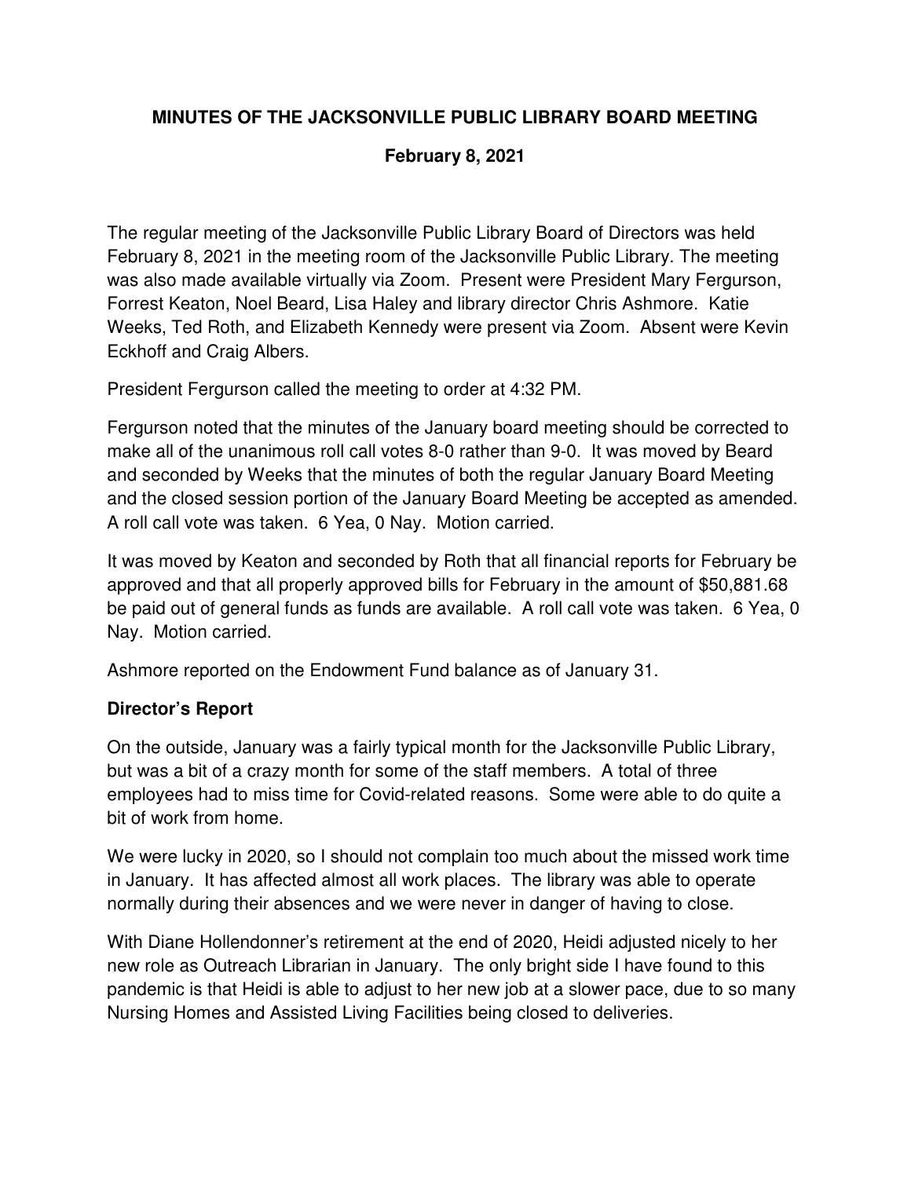**MINUTES OF THE JACKSONVILLE PUBLIC LIBRARY BOARD MEETING**

**February 8, 2021**

The regular meeting of the Jacksonville Public Library Board of Directors was held February 8, 2021 in the meeting room of the Jacksonville Public Library. The meeting was also made available virtually via Zoom. Present were President Mary Fergurson, Forrest Keaton, Noel Beard, Lisa Haley and library director Chris Ashmore. Katie Weeks, Ted Roth, and Elizabeth Kennedy were present via Zoom. Absent were Kevin Eckhoff and Craig Albers.

President Fergurson called the meeting to order at 4:32 PM.

Fergurson noted that the minutes of the January board meeting should be corrected to make all of the unanimous roll call votes 8-0 rather than 9-0. It was moved by Beard and seconded by Weeks that the minutes of both the regular January Board Meeting and the closed session portion of the January Board Meeting be accepted as amended. A roll call vote was taken. 6 Yea, 0 Nay. Motion carried.

It was moved by Keaton and seconded by Roth that all financial reports for February be approved and that all properly approved bills for February in the amount of $50,881.68 be paid out of general funds as funds are available. A roll call vote was taken. 6 Yea, 0 Nay. Motion carried.

Ashmore reported on the Endowment Fund balance as of January 31.

## Director's Report

On the outside, January was a fairly typical month for the Jacksonville Public Library, but was a bit of a crazy month for some of the staff members. A total of three employees had to miss time for Covid-related reasons. Some were able to do quite a bit of work from home.

We were lucky in 2020, so I should not complain too much about the missed work time in January. It has affected almost all work places. The library was able to operate normally during their absences and we were never in danger of having to close.

With Diane Hollendonner's retirement at the end of 2020, Heidi adjusted nicely to her new role as Outreach Librarian in January. The only bright side I have found to this pandemic is that Heidi is able to adjust to her new job at a slower pace, due to so many Nursing Homes and Assisted Living Facilities being closed to deliveries.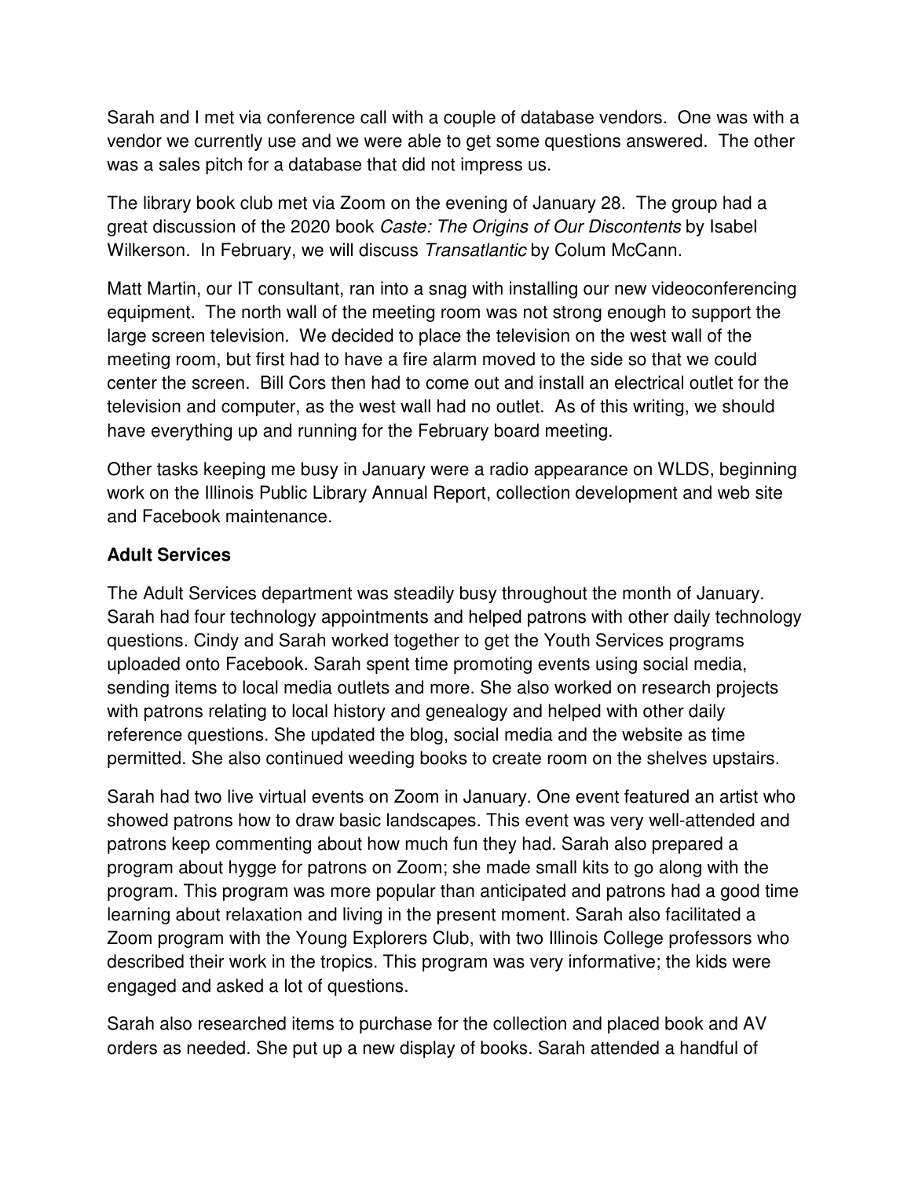Sarah and I met via conference call with a couple of database vendors. One was with a vendor we currently use and we were able to get some questions answered. The other was a sales pitch for a database that did not impress us.

The library book club met via Zoom on the evening of January 28. The group had a great discussion of the 2020 book *Caste: The Origins of Our Discontents* by Isabel Wilkerson. In February, we will discuss *Transatlantic* by Colum McCann.

Matt Martin, our IT consultant, ran into a snag with installing our new videoconferencing equipment. The north wall of the meeting room was not strong enough to support the large screen television. We decided to place the television on the west wall of the meeting room, but first had to have a fire alarm moved to the side so that we could center the screen. Bill Cors then had to come out and install an electrical outlet for the television and computer, as the west wall had no outlet. As of this writing, we should have everything up and running for the February board meeting.

Other tasks keeping me busy in January were a radio appearance on WLDS, beginning work on the Illinois Public Library Annual Report, collection development and web site and Facebook maintenance.

**Adult Services**

The Adult Services department was steadily busy throughout the month of January. Sarah had four technology appointments and helped patrons with other daily technology questions. Cindy and Sarah worked together to get the Youth Services programs uploaded onto Facebook. Sarah spent time promoting events using social media, sending items to local media outlets and more. She also worked on research projects with patrons relating to local history and genealogy and helped with other daily reference questions. She updated the blog, social media and the website as time permitted. She also continued weeding books to create room on the shelves upstairs.

Sarah had two live virtual events on Zoom in January. One event featured an artist who showed patrons how to draw basic landscapes. This event was very well-attended and patrons keep commenting about how much fun they had. Sarah also prepared a program about hygge for patrons on Zoom; she made small kits to go along with the program. This program was more popular than anticipated and patrons had a good time learning about relaxation and living in the present moment. Sarah also facilitated a Zoom program with the Young Explorers Club, with two Illinois College professors who described their work in the tropics. This program was very informative; the kids were engaged and asked a lot of questions.

Sarah also researched items to purchase for the collection and placed book and AV orders as needed. She put up a new display of books. Sarah attended a handful of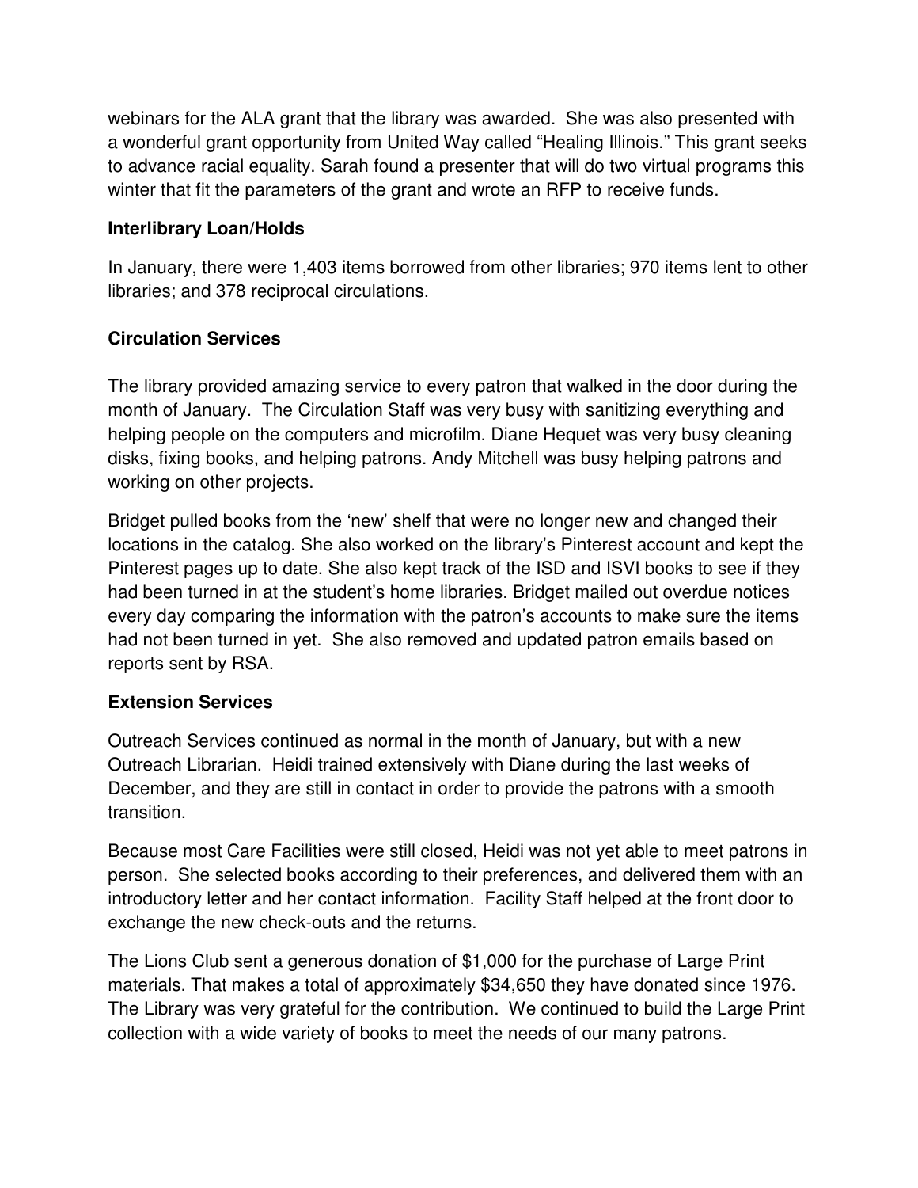webinars for the ALA grant that the library was awarded. She was also presented with a wonderful grant opportunity from United Way called "Healing Illinois." This grant seeks to advance racial equality. Sarah found a presenter that will do two virtual programs this winter that fit the parameters of the grant and wrote an RFP to receive funds.

### Interlibrary Loan/Holds

In January, there were 1,403 items borrowed from other libraries; 970 items lent to other libraries; and 378 reciprocal circulations.

### Circulation Services

The library provided amazing service to every patron that walked in the door during the month of January. The Circulation Staff was very busy with sanitizing everything and helping people on the computers and microfilm. Diane Hequet was very busy cleaning disks, fixing books, and helping patrons. Andy Mitchell was busy helping patrons and working on other projects.

Bridget pulled books from the 'new' shelf that were no longer new and changed their locations in the catalog. She also worked on the library's Pinterest account and kept the Pinterest pages up to date. She also kept track of the ISD and ISVI books to see if they had been turned in at the student's home libraries. Bridget mailed out overdue notices every day comparing the information with the patron's accounts to make sure the items had not been turned in yet. She also removed and updated patron emails based on reports sent by RSA.

### Extension Services

Outreach Services continued as normal in the month of January, but with a new Outreach Librarian. Heidi trained extensively with Diane during the last weeks of December, and they are still in contact in order to provide the patrons with a smooth transition.

Because most Care Facilities were still closed, Heidi was not yet able to meet patrons in person. She selected books according to their preferences, and delivered them with an introductory letter and her contact information. Facility Staff helped at the front door to exchange the new check-outs and the returns.

The Lions Club sent a generous donation of $1,000 for the purchase of Large Print materials. That makes a total of approximately $34,650 they have donated since 1976. The Library was very grateful for the contribution. We continued to build the Large Print collection with a wide variety of books to meet the needs of our many patrons.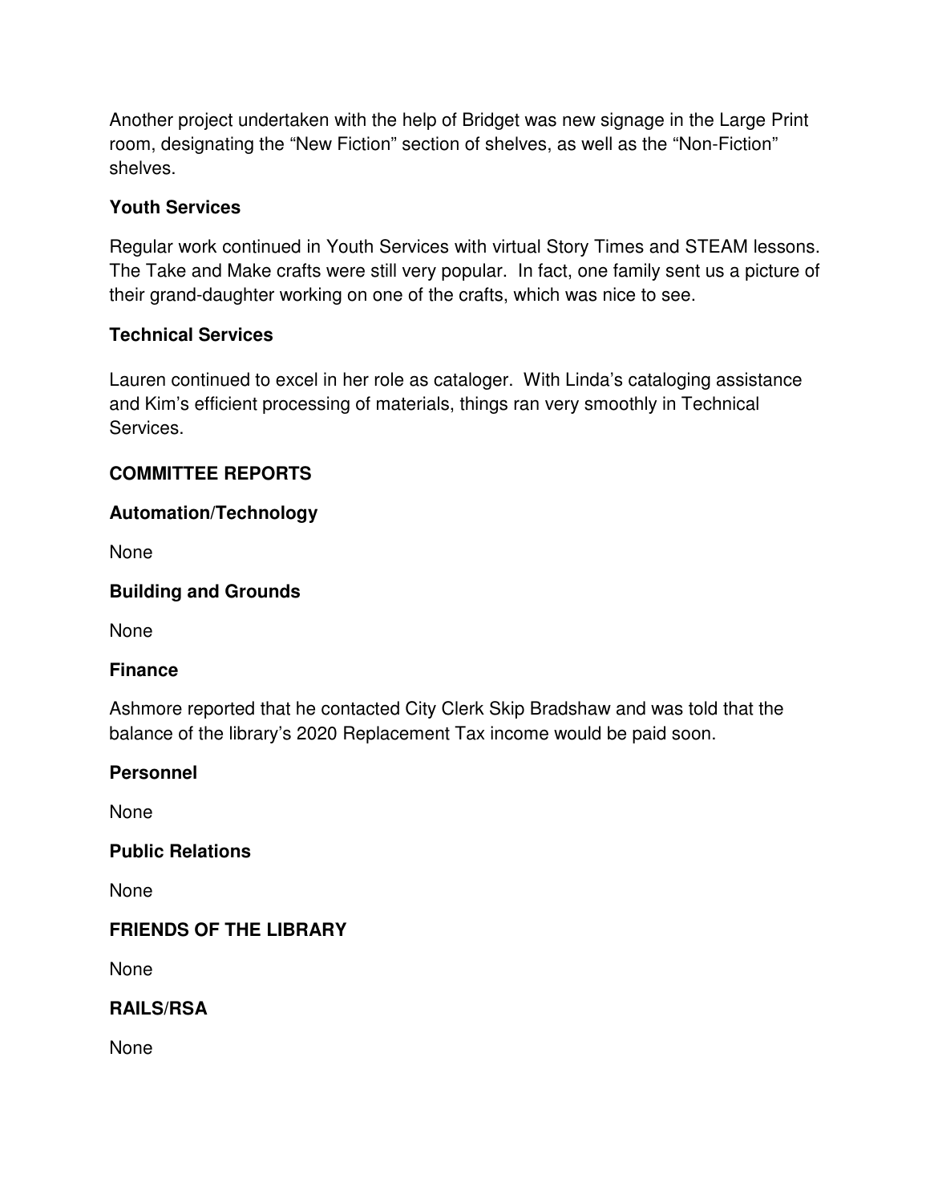Another project undertaken with the help of Bridget was new signage in the Large Print room, designating the "New Fiction" section of shelves, as well as the "Non-Fiction" shelves.

**Youth Services**

Regular work continued in Youth Services with virtual Story Times and STEAM lessons. The Take and Make crafts were still very popular. In fact, one family sent us a picture of their grand-daughter working on one of the crafts, which was nice to see.

**Technical Services**

Lauren continued to excel in her role as cataloger. With Linda's cataloging assistance and Kim's efficient processing of materials, things ran very smoothly in Technical Services.

**COMMITTEE REPORTS**

**Automation/Technology**

None

**Building and Grounds**

None

**Finance**

Ashmore reported that he contacted City Clerk Skip Bradshaw and was told that the balance of the library's 2020 Replacement Tax income would be paid soon.

**Personnel**

None

**Public Relations**

None

**FRIENDS OF THE LIBRARY**

None

**RAILS/RSA**

None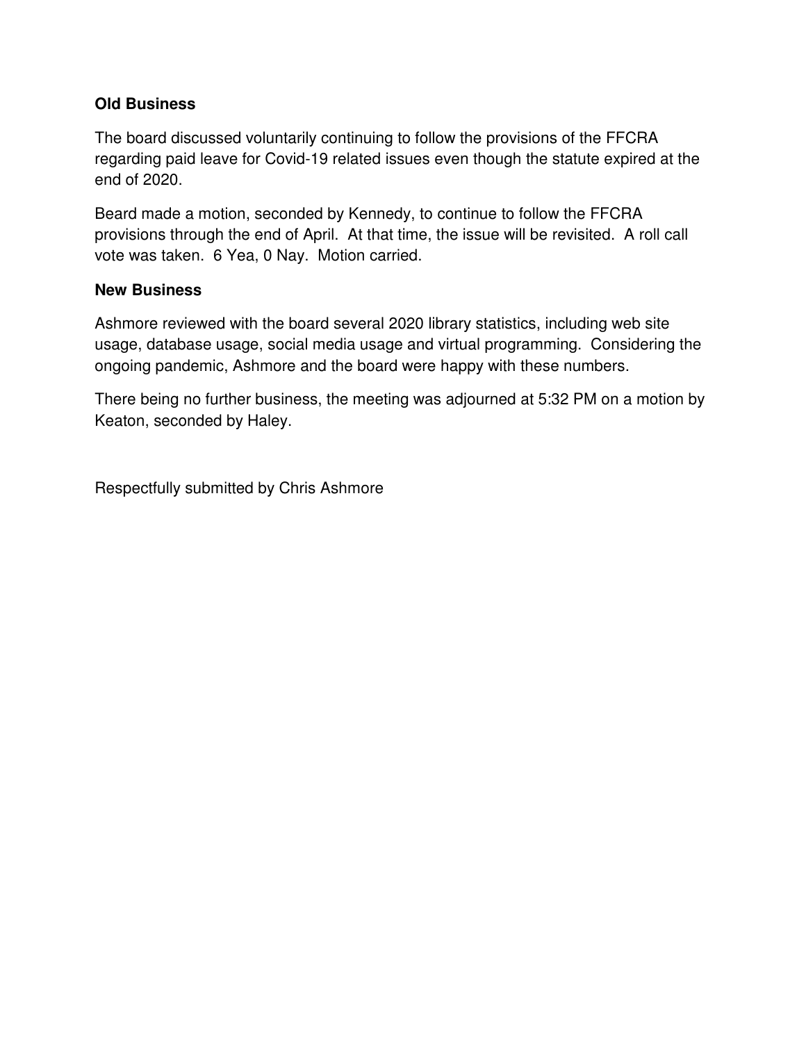**Old Business**

The board discussed voluntarily continuing to follow the provisions of the FFCRA regarding paid leave for Covid-19 related issues even though the statute expired at the end of 2020.

Beard made a motion, seconded by Kennedy, to continue to follow the FFCRA provisions through the end of April. At that time, the issue will be revisited. A roll call vote was taken. 6 Yea, 0 Nay. Motion carried.

**New Business**

Ashmore reviewed with the board several 2020 library statistics, including web site usage, database usage, social media usage and virtual programming. Considering the ongoing pandemic, Ashmore and the board were happy with these numbers.

There being no further business, the meeting was adjourned at 5:32 PM on a motion by Keaton, seconded by Haley.

Respectfully submitted by Chris Ashmore